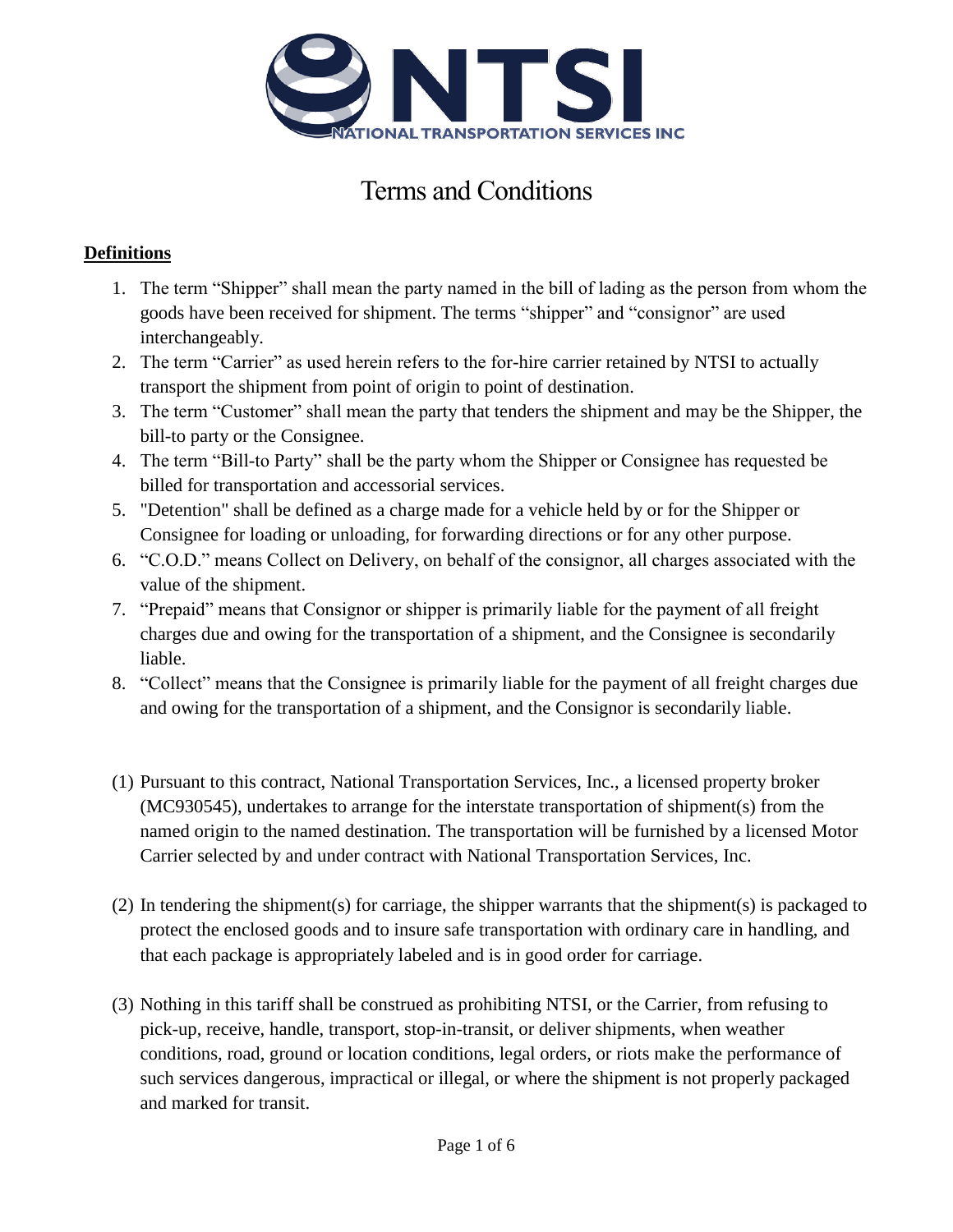NTSI

NATIONAL TRANSPORTATION SERVICES INC

# Terms and Conditions

## Definitions

1. The term "Shipper" shall mean the party named in the bill of lading as the person from whom the goods have been received for shipment. The terms "shipper" and "consignor" are used interchangeably.
2. The term "Carrier" as used herein refers to the for-hire carrier retained by NTSI to actually transport the shipment from point of origin to point of destination.
3. The term "Customer" shall mean the party that tenders the shipment and may be the Shipper, the bill-to party or the Consignee.
4. The term "Bill-to Party" shall be the party whom the Shipper or Consignee has requested be billed for transportation and accessorial services.
5. "Detention" shall be defined as a charge made for a vehicle held by or for the Shipper or Consignee for loading or unloading, for forwarding directions or for any other purpose.
6. "C.O.D." means Collect on Delivery, on behalf of the consignor, all charges associated with the value of the shipment.
7. "Prepaid" means that Consignor or shipper is primarily liable for the payment of all freight charges due and owing for the transportation of a shipment, and the Consignee is secondarily liable.
8. "Collect" means that the Consignee is primarily liable for the payment of all freight charges due and owing for the transportation of a shipment, and the Consignor is secondarily liable.

(1) Pursuant to this contract, National Transportation Services, Inc., a licensed property broker (MC930545), undertakes to arrange for the interstate transportation of shipment(s) from the named origin to the named destination. The transportation will be furnished by a licensed Motor Carrier selected by and under contract with National Transportation Services, Inc.

(2) In tendering the shipment(s) for carriage, the shipper warrants that the shipment(s) is packaged to protect the enclosed goods and to insure safe transportation with ordinary care in handling, and that each package is appropriately labeled and is in good order for carriage.

(3) Nothing in this tariff shall be construed as prohibiting NTSI, or the Carrier, from refusing to pick-up, receive, handle, transport, stop-in-transit, or deliver shipments, when weather conditions, road, ground or location conditions, legal orders, or riots make the performance of such services dangerous, impractical or illegal, or where the shipment is not properly packaged and marked for transit.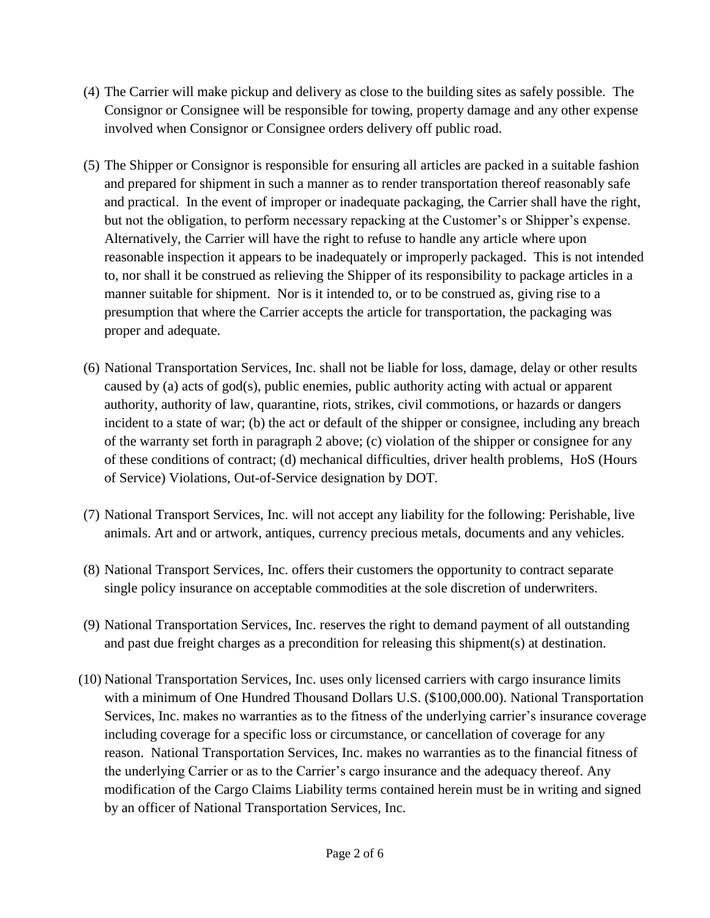(4) The Carrier will make pickup and delivery as close to the building sites as safely possible. The Consignor or Consignee will be responsible for towing, property damage and any other expense involved when Consignor or Consignee orders delivery off public road.

(5) The Shipper or Consignor is responsible for ensuring all articles are packed in a suitable fashion and prepared for shipment in such a manner as to render transportation thereof reasonably safe and practical. In the event of improper or inadequate packaging, the Carrier shall have the right, but not the obligation, to perform necessary repacking at the Customer's or Shipper's expense. Alternatively, the Carrier will have the right to refuse to handle any article where upon reasonable inspection it appears to be inadequately or improperly packaged. This is not intended to, nor shall it be construed as relieving the Shipper of its responsibility to package articles in a manner suitable for shipment. Nor is it intended to, or to be construed as, giving rise to a presumption that where the Carrier accepts the article for transportation, the packaging was proper and adequate.

(6) National Transportation Services, Inc. shall not be liable for loss, damage, delay or other results caused by (a) acts of god(s), public enemies, public authority acting with actual or apparent authority, authority of law, quarantine, riots, strikes, civil commotions, or hazards or dangers incident to a state of war; (b) the act or default of the shipper or consignee, including any breach of the warranty set forth in paragraph 2 above; (c) violation of the shipper or consignee for any of these conditions of contract; (d) mechanical difficulties, driver health problems, HoS (Hours of Service) Violations, Out-of-Service designation by DOT.

(7) National Transport Services, Inc. will not accept any liability for the following: Perishable, live animals. Art and or artwork, antiques, currency precious metals, documents and any vehicles.

(8) National Transport Services, Inc. offers their customers the opportunity to contract separate single policy insurance on acceptable commodities at the sole discretion of underwriters.

(9) National Transportation Services, Inc. reserves the right to demand payment of all outstanding and past due freight charges as a precondition for releasing this shipment(s) at destination.

(10) National Transportation Services, Inc. uses only licensed carriers with cargo insurance limits with a minimum of One Hundred Thousand Dollars U.S. ($100,000.00). National Transportation Services, Inc. makes no warranties as to the fitness of the underlying carrier's insurance coverage including coverage for a specific loss or circumstance, or cancellation of coverage for any reason. National Transportation Services, Inc. makes no warranties as to the financial fitness of the underlying Carrier or as to the Carrier's cargo insurance and the adequacy thereof. Any modification of the Cargo Claims Liability terms contained herein must be in writing and signed by an officer of National Transportation Services, Inc.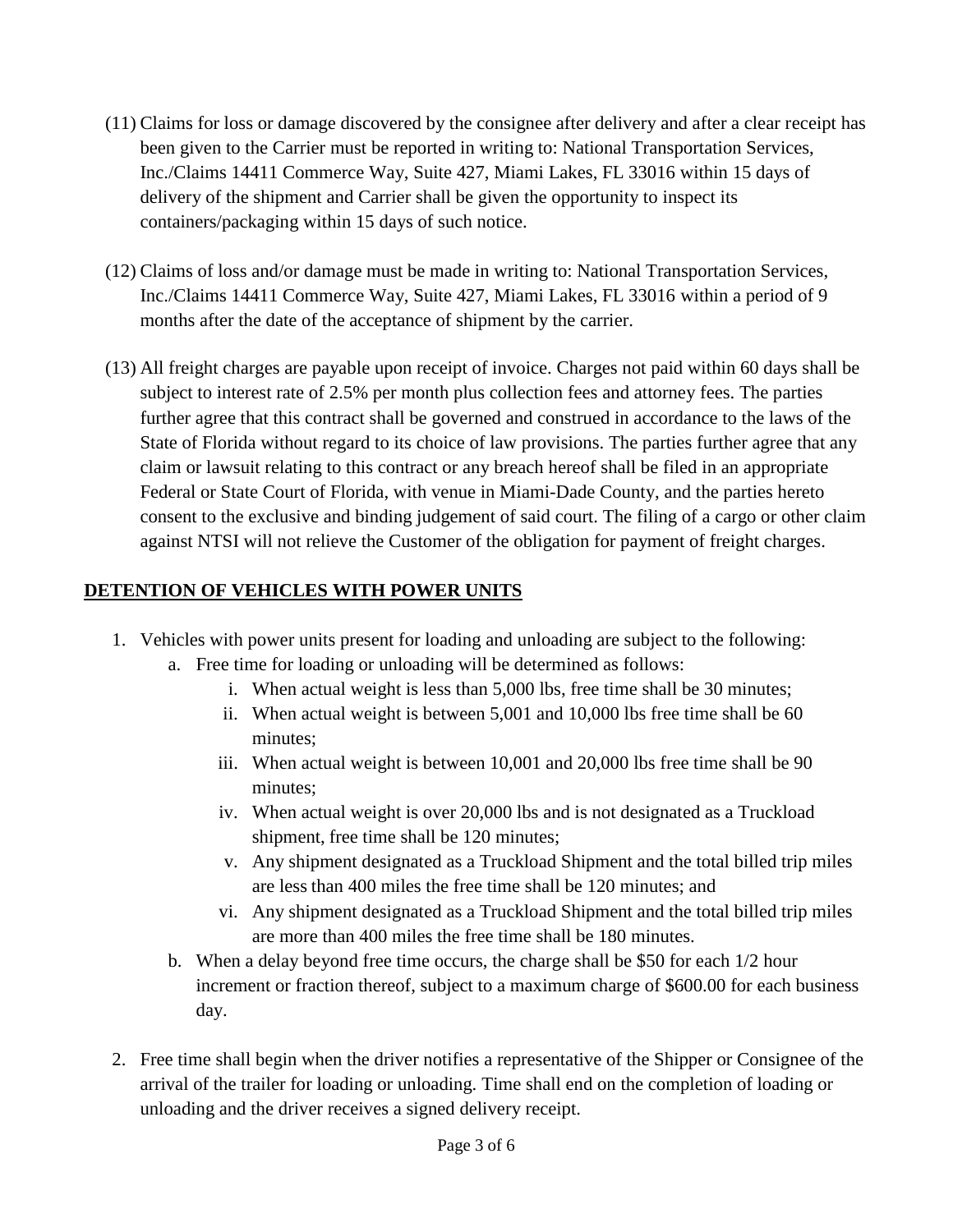(11) Claims for loss or damage discovered by the consignee after delivery and after a clear receipt has been given to the Carrier must be reported in writing to: National Transportation Services, Inc./Claims 14411 Commerce Way, Suite 427, Miami Lakes, FL 33016 within 15 days of delivery of the shipment and Carrier shall be given the opportunity to inspect its containers/packaging within 15 days of such notice.

(12) Claims of loss and/or damage must be made in writing to: National Transportation Services, Inc./Claims 14411 Commerce Way, Suite 427, Miami Lakes, FL 33016 within a period of 9 months after the date of the acceptance of shipment by the carrier.

(13) All freight charges are payable upon receipt of invoice. Charges not paid within 60 days shall be subject to interest rate of 2.5% per month plus collection fees and attorney fees. The parties further agree that this contract shall be governed and construed in accordance to the laws of the State of Florida without regard to its choice of law provisions. The parties further agree that any claim or lawsuit relating to this contract or any breach hereof shall be filed in an appropriate Federal or State Court of Florida, with venue in Miami-Dade County, and the parties hereto consent to the exclusive and binding judgement of said court. The filing of a cargo or other claim against NTSI will not relieve the Customer of the obligation for payment of freight charges.

## DETENTION OF VEHICLES WITH POWER UNITS

1. Vehicles with power units present for loading and unloading are subject to the following:
    a. Free time for loading or unloading will be determined as follows:
        i. When actual weight is less than 5,000 lbs, free time shall be 30 minutes;
        ii. When actual weight is between 5,001 and 10,000 lbs free time shall be 60 minutes;
        iii. When actual weight is between 10,001 and 20,000 lbs free time shall be 90 minutes;
        iv. When actual weight is over 20,000 lbs and is not designated as a Truckload shipment, free time shall be 120 minutes;
        v. Any shipment designated as a Truckload Shipment and the total billed trip miles are less than 400 miles the free time shall be 120 minutes; and
        vi. Any shipment designated as a Truckload Shipment and the total billed trip miles are more than 400 miles the free time shall be 180 minutes.
    b. When a delay beyond free time occurs, the charge shall be $50 for each 1/2 hour increment or fraction thereof, subject to a maximum charge of $600.00 for each business day.

2. Free time shall begin when the driver notifies a representative of the Shipper or Consignee of the arrival of the trailer for loading or unloading. Time shall end on the completion of loading or unloading and the driver receives a signed delivery receipt.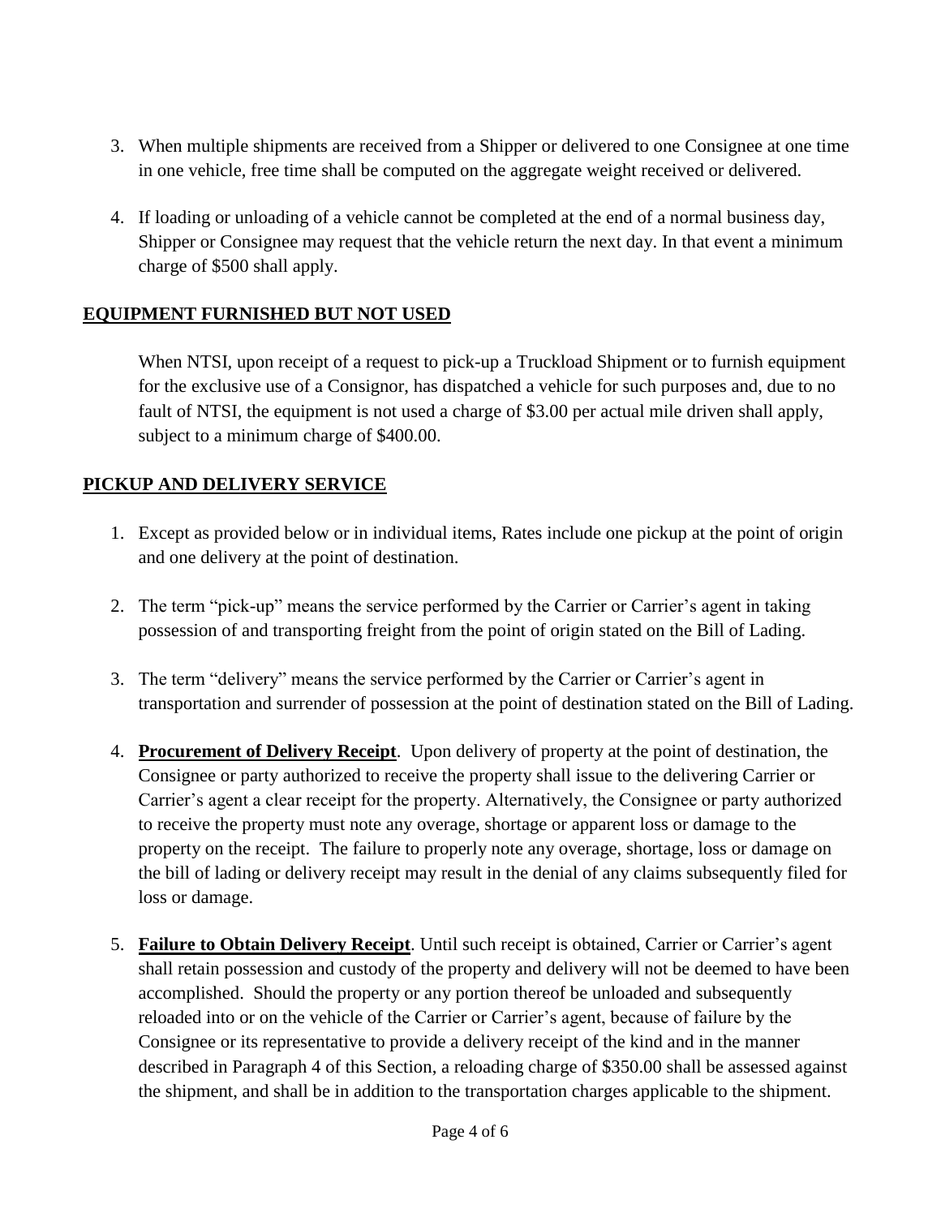3. When multiple shipments are received from a Shipper or delivered to one Consignee at one time in one vehicle, free time shall be computed on the aggregate weight received or delivered.

4. If loading or unloading of a vehicle cannot be completed at the end of a normal business day, Shipper or Consignee may request that the vehicle return the next day. In that event a minimum charge of $500 shall apply.

## EQUIPMENT FURNISHED BUT NOT USED

When NTSI, upon receipt of a request to pick-up a Truckload Shipment or to furnish equipment for the exclusive use of a Consignor, has dispatched a vehicle for such purposes and, due to no fault of NTSI, the equipment is not used a charge of $3.00 per actual mile driven shall apply, subject to a minimum charge of $400.00.

## PICKUP AND DELIVERY SERVICE

1. Except as provided below or in individual items, Rates include one pickup at the point of origin and one delivery at the point of destination.

2. The term "pick-up" means the service performed by the Carrier or Carrier's agent in taking possession of and transporting freight from the point of origin stated on the Bill of Lading.

3. The term "delivery" means the service performed by the Carrier or Carrier's agent in transportation and surrender of possession at the point of destination stated on the Bill of Lading.

4. **Procurement of Delivery Receipt**. Upon delivery of property at the point of destination, the Consignee or party authorized to receive the property shall issue to the delivering Carrier or Carrier's agent a clear receipt for the property. Alternatively, the Consignee or party authorized to receive the property must note any overage, shortage or apparent loss or damage to the property on the receipt. The failure to properly note any overage, shortage, loss or damage on the bill of lading or delivery receipt may result in the denial of any claims subsequently filed for loss or damage.

5. **Failure to Obtain Delivery Receipt**. Until such receipt is obtained, Carrier or Carrier's agent shall retain possession and custody of the property and delivery will not be deemed to have been accomplished. Should the property or any portion thereof be unloaded and subsequently reloaded into or on the vehicle of the Carrier or Carrier's agent, because of failure by the Consignee or its representative to provide a delivery receipt of the kind and in the manner described in Paragraph 4 of this Section, a reloading charge of $350.00 shall be assessed against the shipment, and shall be in addition to the transportation charges applicable to the shipment.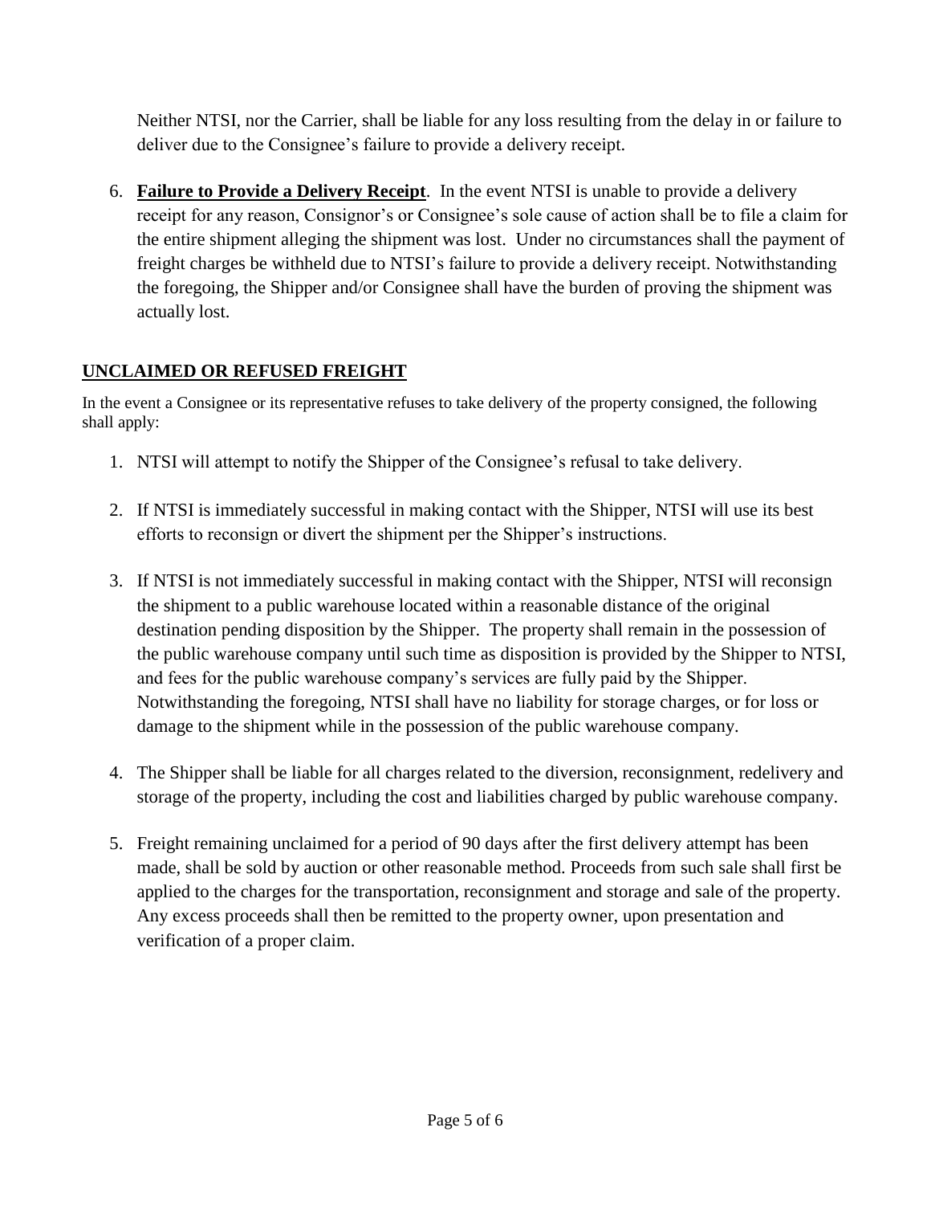Neither NTSI, nor the Carrier, shall be liable for any loss resulting from the delay in or failure to deliver due to the Consignee's failure to provide a delivery receipt.

6. **Failure to Provide a Delivery Receipt**. In the event NTSI is unable to provide a delivery receipt for any reason, Consignor's or Consignee's sole cause of action shall be to file a claim for the entire shipment alleging the shipment was lost. Under no circumstances shall the payment of freight charges be withheld due to NTSI's failure to provide a delivery receipt. Notwithstanding the foregoing, the Shipper and/or Consignee shall have the burden of proving the shipment was actually lost.

## UNCLAIMED OR REFUSED FREIGHT

In the event a Consignee or its representative refuses to take delivery of the property consigned, the following shall apply:

1. NTSI will attempt to notify the Shipper of the Consignee's refusal to take delivery.

2. If NTSI is immediately successful in making contact with the Shipper, NTSI will use its best efforts to reconsign or divert the shipment per the Shipper's instructions.

3. If NTSI is not immediately successful in making contact with the Shipper, NTSI will reconsign the shipment to a public warehouse located within a reasonable distance of the original destination pending disposition by the Shipper. The property shall remain in the possession of the public warehouse company until such time as disposition is provided by the Shipper to NTSI, and fees for the public warehouse company's services are fully paid by the Shipper. Notwithstanding the foregoing, NTSI shall have no liability for storage charges, or for loss or damage to the shipment while in the possession of the public warehouse company.

4. The Shipper shall be liable for all charges related to the diversion, reconsignment, redelivery and storage of the property, including the cost and liabilities charged by public warehouse company.

5. Freight remaining unclaimed for a period of 90 days after the first delivery attempt has been made, shall be sold by auction or other reasonable method. Proceeds from such sale shall first be applied to the charges for the transportation, reconsignment and storage and sale of the property. Any excess proceeds shall then be remitted to the property owner, upon presentation and verification of a proper claim.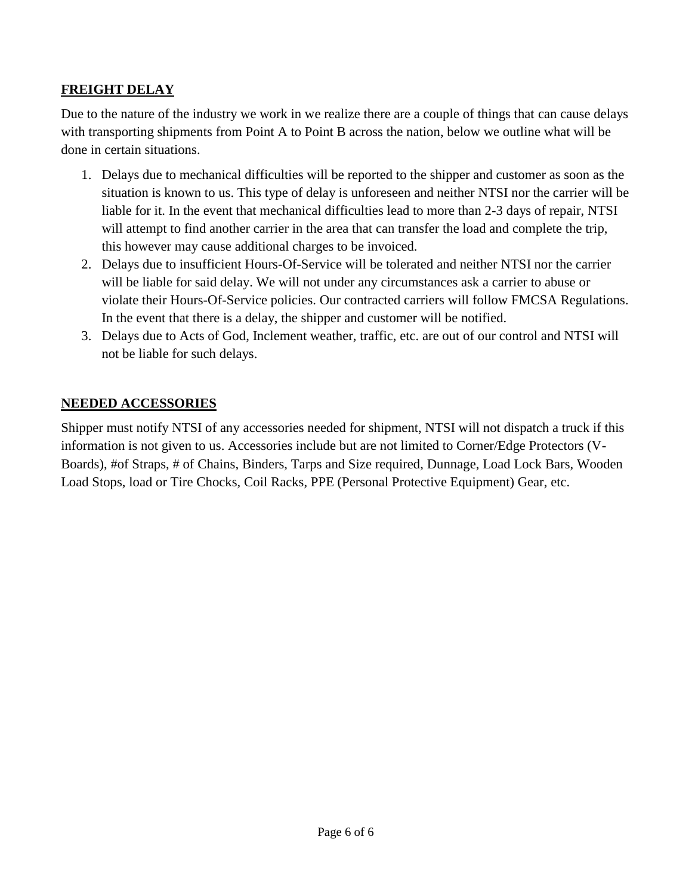## FREIGHT DELAY

Due to the nature of the industry we work in we realize there are a couple of things that can cause delays with transporting shipments from Point A to Point B across the nation, below we outline what will be done in certain situations.

1. Delays due to mechanical difficulties will be reported to the shipper and customer as soon as the situation is known to us. This type of delay is unforeseen and neither NTSI nor the carrier will be liable for it. In the event that mechanical difficulties lead to more than 2-3 days of repair, NTSI will attempt to find another carrier in the area that can transfer the load and complete the trip, this however may cause additional charges to be invoiced.
2. Delays due to insufficient Hours-Of-Service will be tolerated and neither NTSI nor the carrier will be liable for said delay. We will not under any circumstances ask a carrier to abuse or violate their Hours-Of-Service policies. Our contracted carriers will follow FMCSA Regulations. In the event that there is a delay, the shipper and customer will be notified.
3. Delays due to Acts of God, Inclement weather, traffic, etc. are out of our control and NTSI will not be liable for such delays.

## NEEDED ACCESSORIES

Shipper must notify NTSI of any accessories needed for shipment, NTSI will not dispatch a truck if this information is not given to us. Accessories include but are not limited to Corner/Edge Protectors (V-Boards), #of Straps, # of Chains, Binders, Tarps and Size required, Dunnage, Load Lock Bars, Wooden Load Stops, load or Tire Chocks, Coil Racks, PPE (Personal Protective Equipment) Gear, etc.